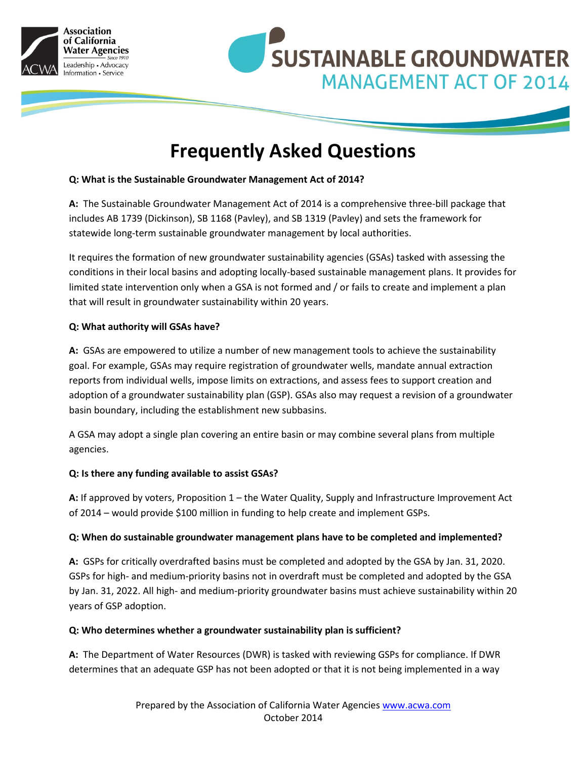Association of California Water Agencies
Since 1910
Leadership • Advocacy
Information • Service

# SUSTAINABLE GROUNDWATER MANAGEMENT ACT OF 2014

## Frequently Asked Questions

**Q: What is the Sustainable Groundwater Management Act of 2014?**

**A:** The Sustainable Groundwater Management Act of 2014 is a comprehensive three-bill package that includes AB 1739 (Dickinson), SB 1168 (Pavley), and SB 1319 (Pavley) and sets the framework for statewide long-term sustainable groundwater management by local authorities.

It requires the formation of new groundwater sustainability agencies (GSAs) tasked with assessing the conditions in their local basins and adopting locally-based sustainable management plans. It provides for limited state intervention only when a GSA is not formed and / or fails to create and implement a plan that will result in groundwater sustainability within 20 years.

**Q: What authority will GSAs have?**

**A:** GSAs are empowered to utilize a number of new management tools to achieve the sustainability goal. For example, GSAs may require registration of groundwater wells, mandate annual extraction reports from individual wells, impose limits on extractions, and assess fees to support creation and adoption of a groundwater sustainability plan (GSP). GSAs also may request a revision of a groundwater basin boundary, including the establishment new subbasins.

A GSA may adopt a single plan covering an entire basin or may combine several plans from multiple agencies.

**Q: Is there any funding available to assist GSAs?**

**A:** If approved by voters, Proposition 1 – the Water Quality, Supply and Infrastructure Improvement Act of 2014 – would provide $100 million in funding to help create and implement GSPs.

**Q: When do sustainable groundwater management plans have to be completed and implemented?**

**A:** GSPs for critically overdrafted basins must be completed and adopted by the GSA by Jan. 31, 2020. GSPs for high- and medium-priority basins not in overdraft must be completed and adopted by the GSA by Jan. 31, 2022. All high- and medium-priority groundwater basins must achieve sustainability within 20 years of GSP adoption.

**Q: Who determines whether a groundwater sustainability plan is sufficient?**

**A:** The Department of Water Resources (DWR) is tasked with reviewing GSPs for compliance. If DWR determines that an adequate GSP has not been adopted or that it is not being implemented in a way

Prepared by the Association of California Water Agencies www.acwa.com
October 2014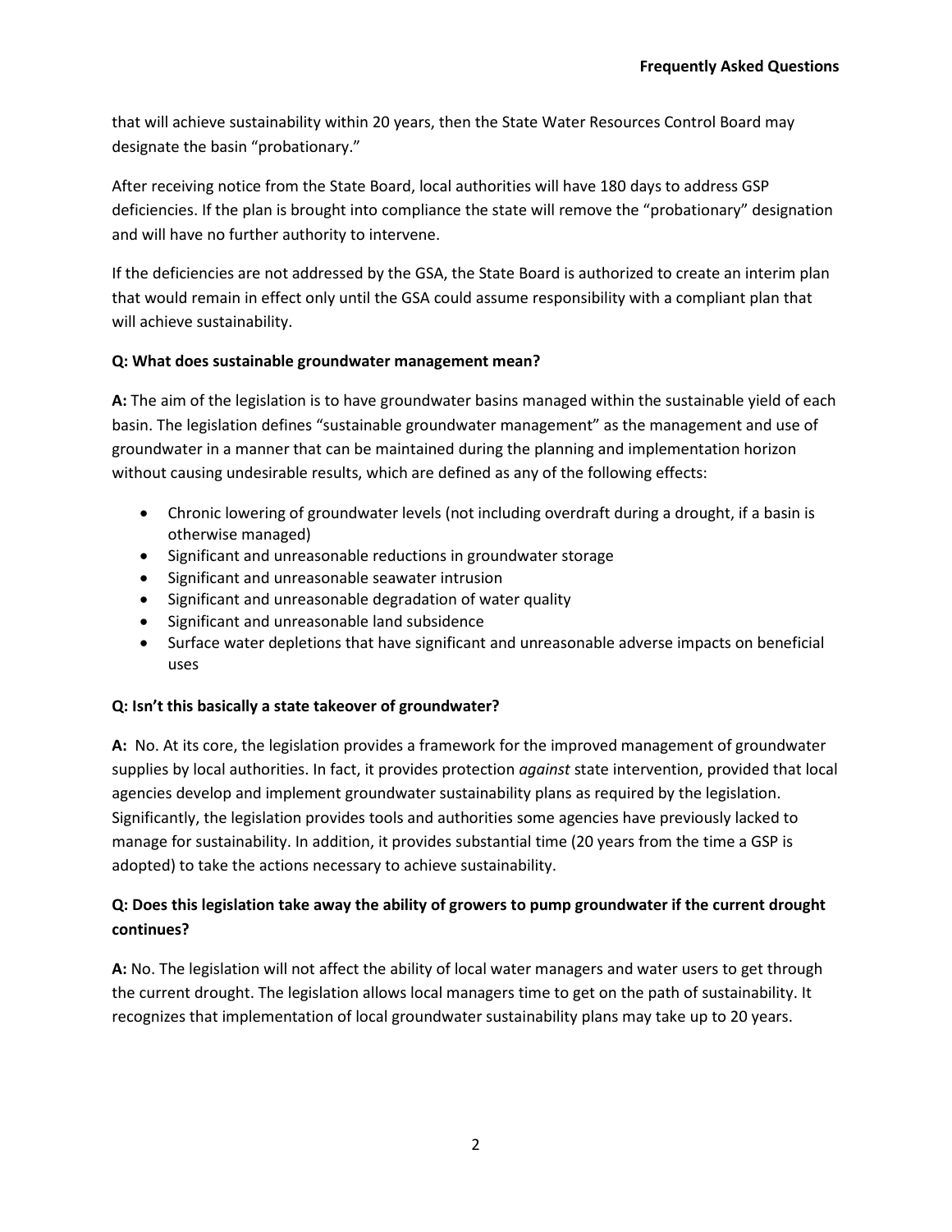that will achieve sustainability within 20 years, then the State Water Resources Control Board may designate the basin "probationary."

After receiving notice from the State Board, local authorities will have 180 days to address GSP deficiencies. If the plan is brought into compliance the state will remove the "probationary" designation and will have no further authority to intervene.

If the deficiencies are not addressed by the GSA, the State Board is authorized to create an interim plan that would remain in effect only until the GSA could assume responsibility with a compliant plan that will achieve sustainability.

**Q: What does sustainable groundwater management mean?**

**A:** The aim of the legislation is to have groundwater basins managed within the sustainable yield of each basin. The legislation defines "sustainable groundwater management" as the management and use of groundwater in a manner that can be maintained during the planning and implementation horizon without causing undesirable results, which are defined as any of the following effects:

- Chronic lowering of groundwater levels (not including overdraft during a drought, if a basin is otherwise managed)
- Significant and unreasonable reductions in groundwater storage
- Significant and unreasonable seawater intrusion
- Significant and unreasonable degradation of water quality
- Significant and unreasonable land subsidence
- Surface water depletions that have significant and unreasonable adverse impacts on beneficial uses

**Q: Isn't this basically a state takeover of groundwater?**

**A:** No. At its core, the legislation provides a framework for the improved management of groundwater supplies by local authorities. In fact, it provides protection *against* state intervention, provided that local agencies develop and implement groundwater sustainability plans as required by the legislation. Significantly, the legislation provides tools and authorities some agencies have previously lacked to manage for sustainability. In addition, it provides substantial time (20 years from the time a GSP is adopted) to take the actions necessary to achieve sustainability.

**Q: Does this legislation take away the ability of growers to pump groundwater if the current drought continues?**

**A:** No. The legislation will not affect the ability of local water managers and water users to get through the current drought. The legislation allows local managers time to get on the path of sustainability. It recognizes that implementation of local groundwater sustainability plans may take up to 20 years.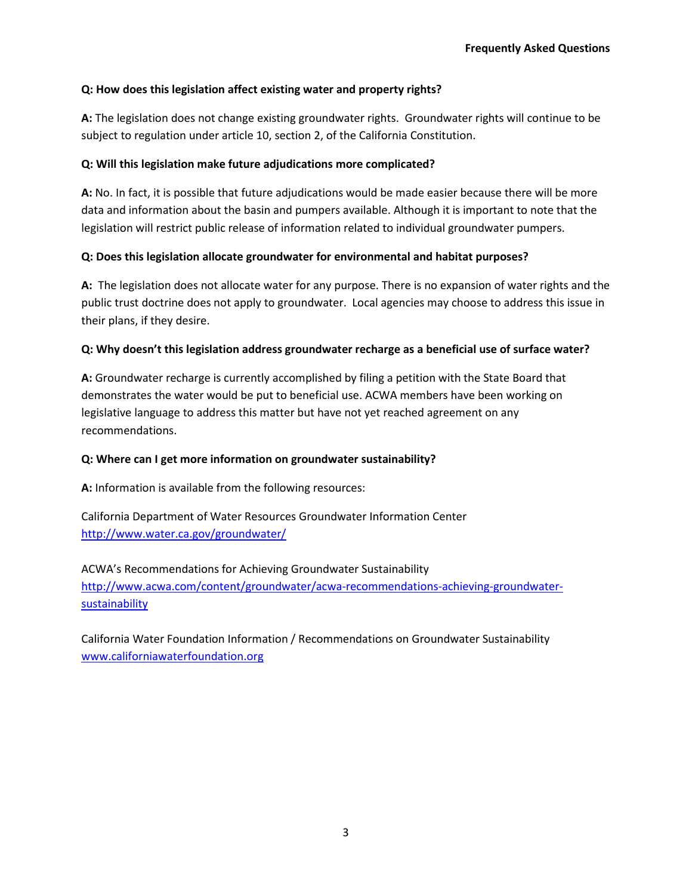**Q: How does this legislation affect existing water and property rights?**

**A:** The legislation does not change existing groundwater rights. Groundwater rights will continue to be subject to regulation under article 10, section 2, of the California Constitution.

**Q: Will this legislation make future adjudications more complicated?**

**A:** No. In fact, it is possible that future adjudications would be made easier because there will be more data and information about the basin and pumpers available. Although it is important to note that the legislation will restrict public release of information related to individual groundwater pumpers.

**Q: Does this legislation allocate groundwater for environmental and habitat purposes?**

**A:** The legislation does not allocate water for any purpose. There is no expansion of water rights and the public trust doctrine does not apply to groundwater. Local agencies may choose to address this issue in their plans, if they desire.

**Q: Why doesn't this legislation address groundwater recharge as a beneficial use of surface water?**

**A:** Groundwater recharge is currently accomplished by filing a petition with the State Board that demonstrates the water would be put to beneficial use. ACWA members have been working on legislative language to address this matter but have not yet reached agreement on any recommendations.

**Q: Where can I get more information on groundwater sustainability?**

**A:** Information is available from the following resources:

California Department of Water Resources Groundwater Information Center
http://www.water.ca.gov/groundwater/

ACWA's Recommendations for Achieving Groundwater Sustainability
http://www.acwa.com/content/groundwater/acwa-recommendations-achieving-groundwater-sustainability

California Water Foundation Information / Recommendations on Groundwater Sustainability
www.californiawaterfoundation.org